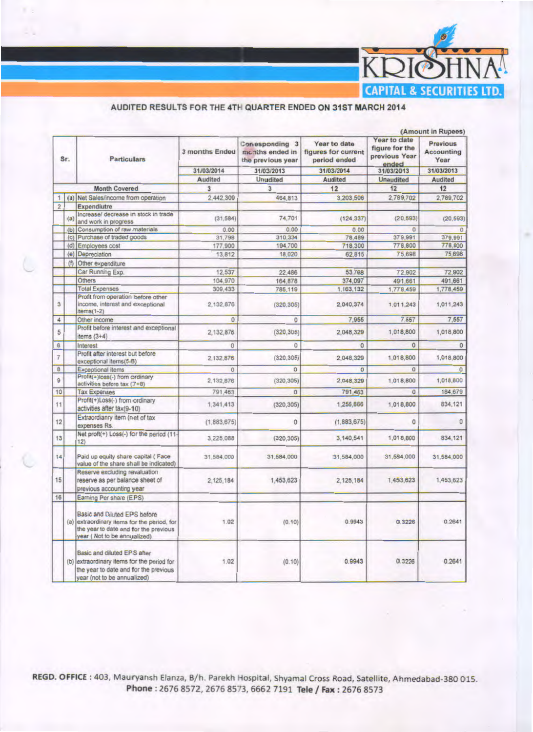# KRISHNA CAPITAL & SECURITIES LTD.

## AUDITED RESULTS FOR THE 4TH QUARTER ENDED ON 31ST MARCH 2014

(Amount in Rupees)

| Sr. | | Particulars | 3 months Ended | Corresponding 3 months ended in the previous year | Year to date figures for current period ended | Year to date figure for the previous Year ended | Previous Accounting Year |
|---|---|---|---|---|---|---|---|
| | | | 31/03/2014 | 31/03/2013 | 31/03/2014 | 31/03/2013 | 31/03/2013 |
| | | | Audited | Unudited | Audited | Unaudited | Audited |
| | | Month Covered | 3 | 3 | 12 | 12 | 12 |
| 1 | (a) | Net Sales/income from operation | 2,442,309 | 464,813 | 3,203,506 | 2,789,702 | 2,789,702 |
| 2 | | Expendiutre | | | | | |
| | (a) | Increase/ decrease in stock in trade and work in progress | (31,584) | 74,701 | (124,337) | (20,593) | (20,593) |
| | (b) | Consumption of raw materials | 0.00 | 0.00 | 0.00 | 0 | 0 |
| | (c) | Purchase of traded goods | 31,798 | 310,334 | 78,489 | 379,991 | 379,991 |
| | (d) | Employees cost | 177,900 | 194,700 | 718,300 | 778,800 | 778,800 |
| | (e) | Depreciation | 13,812 | 18,020 | 62,815 | 75,698 | 75,698 |
| | (f) | Other expenditure | | | | | |
| | | Car Running Exp. | 12,537 | 22,486 | 53,768 | 72,902 | 72,902 |
| | | Others | 104,970 | 164,878 | 374,097 | 491,661 | 491,661 |
| | | Total Expenses | 309,433 | 785,119 | 1,163,132 | 1,778,459 | 1,778,459 |
| 3 | | Profit from operation before other income, interest and exceptional items(1-2) | 2,132,876 | (320,305) | 2,040,374 | 1,011,243 | 1,011,243 |
| 4 | | Other income | 0 | 0 | 7,955 | 7,557 | 7,557 |
| 5 | | Profit before interest and exceptional items (3+4) | 2,132,876 | (320,305) | 2,048,329 | 1,018,800 | 1,018,800 |
| 6 | | Interest | 0 | 0 | 0 | 0 | 0 |
| 7 | | Profit after interest but before exceptional items(5-6) | 2,132,876 | (320,305) | 2,048,329 | 1,018,800 | 1,018,800 |
| 8 | | Exceptional items | 0 | 0 | 0 | 0 | 0 |
| 9 | | Profit(+)loss(-) from ordinary activities before tax (7+8) | 2,132,876 | (320,305) | 2,048,329 | 1,018,800 | 1,018,800 |
| 10 | | Tax Expenses | 791,463 | 0 | 791,463 | 0 | 184,679 |
| 11 | | Profit(+)Loss(-) from ordinary activities after tax(9-10) | 1,341,413 | (320,305) | 1,256,866 | 1,018,800 | 834,121 |
| 12 | | Extraordianry item (net of tax expenses Rs. | (1,883,675) | 0 | (1,883,675) | 0 | 0 |
| 13 | | Net proft(+) Loss(-) for the period (11-12) | 3,225,088 | (320,305) | 3,140,541 | 1,018,800 | 834,121 |
| 14 | | Paid up equity share capital ( Face value of the share shall be indicated) | 31,584,000 | 31,584,000 | 31,584,000 | 31,584,000 | 31,584,000 |
| 15 | | Reserve excluding revaluation reserve as per balance sheet of previous accounting year | 2,125,184 | 1,453,623 | 2,125,184 | 1,453,623 | 1,453,623 |
| 16 | | Earning Per share (EPS) | | | | | |
| | (a) | Basic and Diluted EPS before extraordinary items for the period, for the year to date and for the previous year ( Not to be annualized) | 1.02 | (0.10) | 0.9943 | 0.3226 | 0.2641 |
| | (b) | Basic and diluted EPS after extraordinary items for the period for the year to date and for the previous year (not to be annualized) | 1.02 | (0.10) | 0.9943 | 0.3226 | 0.2641 |

**REGD. OFFICE :** 403, Mauryansh Elanza, B/h. Parekh Hospital, Shyamal Cross Road, Satellite, Ahmedabad-380 015.
**Phone :** 2676 8572, 2676 8573, 6662 7191 **Tele / Fax :** 2676 8573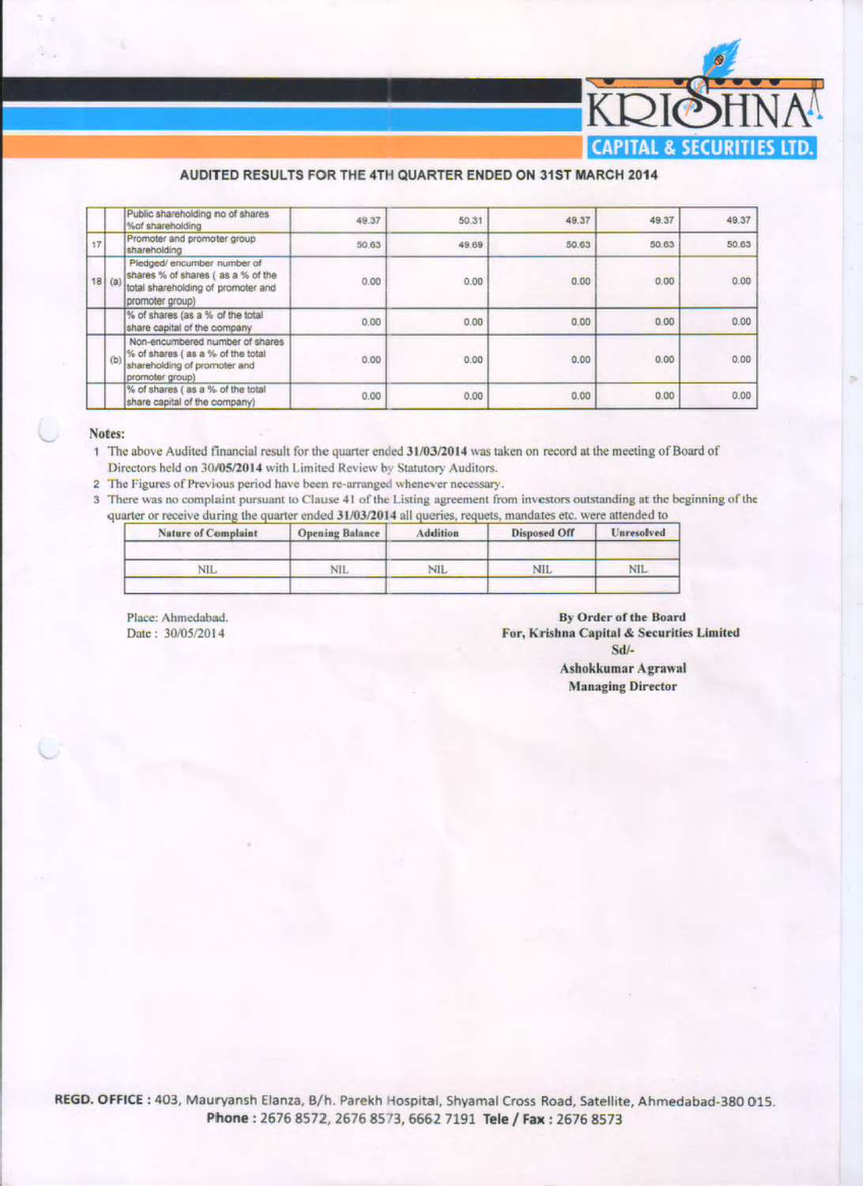## AUDITED RESULTS FOR THE 4TH QUARTER ENDED ON 31ST MARCH 2014

| | | | | | | | |
|---|---|---|---|---|---|---|---|
| | | Public shareholding no of shares %of shareholding | 49.37 | 50.31 | 49.37 | 49.37 | 49.37 |
| 17 | | Promoter and promoter group shareholding | 50.63 | 49.69 | 50.63 | 50.63 | 50.63 |
| 18 | (a) | Pledged/ encumber number of shares % of shares ( as a % of the total shareholding of promoter and promoter group) | 0.00 | 0.00 | 0.00 | 0.00 | 0.00 |
| | | % of shares (as a % of the total share capital of the company | 0.00 | 0.00 | 0.00 | 0.00 | 0.00 |
| | (b) | Non-encumbered number of shares % of shares ( as a % of the total shareholding of promoter and promoter group) | 0.00 | 0.00 | 0.00 | 0.00 | 0.00 |
| | | % of shares ( as a % of the total share capital of the company) | 0.00 | 0.00 | 0.00 | 0.00 | 0.00 |

**Notes:**

1. The above Audited financial result for the quarter ended **31/03/2014** was taken on record at the meeting of Board of Directors held on 30/**05/2014** with Limited Review by Statutory Auditors.
2. The Figures of Previous period have been re-arranged whenever necessary.
3. There was no complaint pursuant to Clause 41 of the Listing agreement from investors outstanding at the beginning of the quarter or receive during the quarter ended **31/03/2014** all queries, requets, mandates etc. were attended to

| Nature of Complaint | Opening Balance | Addition | Disposed Off | Unresolved |
|---|---|---|---|---|
| | | | | |
| NIL | NIL | NIL | NIL | NIL |
| | | | | |

Place: Ahmedabad.
Date : 30/05/2014

**By Order of the Board**
**For, Krishna Capital & Securities Limited**
**Sd/-**
**Ashokkumar Agrawal**
**Managing Director**

**REGD. OFFICE :** 403, Mauryansh Elanza, B/h. Parekh Hospital, Shyamal Cross Road, Satellite, Ahmedabad-380 015.
**Phone :** 2676 8572, 2676 8573, 6662 7191 **Tele / Fax :** 2676 8573